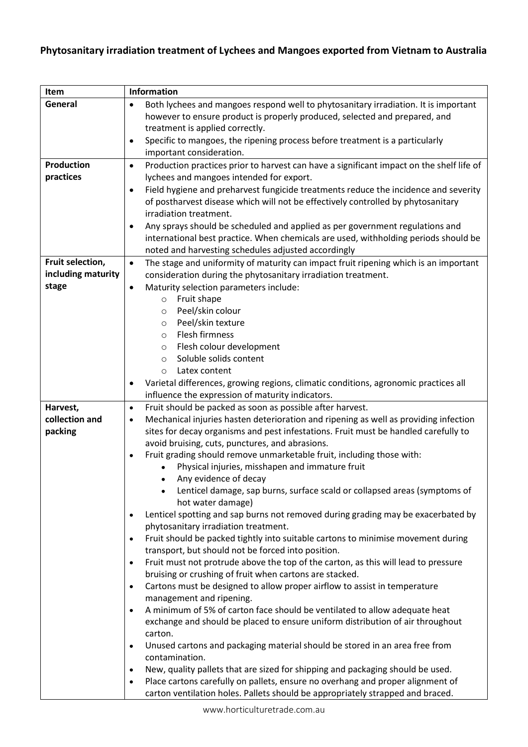# Phytosanitary irradiation treatment of Lychees and Mangoes exported from Vietnam to Australia

| Item | Information |
| --- | --- |
| **General** | • Both lychees and mangoes respond well to phytosanitary irradiation. It is important however to ensure product is properly produced, selected and prepared, and treatment is applied correctly.<br>• Specific to mangoes, the ripening process before treatment is a particularly important consideration. |
| **Production practices** | • Production practices prior to harvest can have a significant impact on the shelf life of lychees and mangoes intended for export.<br>• Field hygiene and preharvest fungicide treatments reduce the incidence and severity of postharvest disease which will not be effectively controlled by phytosanitary irradiation treatment.<br>• Any sprays should be scheduled and applied as per government regulations and international best practice. When chemicals are used, withholding periods should be noted and harvesting schedules adjusted accordingly |
| **Fruit selection, including maturity stage** | • The stage and uniformity of maturity can impact fruit ripening which is an important consideration during the phytosanitary irradiation treatment.<br>• Maturity selection parameters include:<br>&nbsp;&nbsp;&nbsp;&nbsp;o Fruit shape<br>&nbsp;&nbsp;&nbsp;&nbsp;o Peel/skin colour<br>&nbsp;&nbsp;&nbsp;&nbsp;o Peel/skin texture<br>&nbsp;&nbsp;&nbsp;&nbsp;o Flesh firmness<br>&nbsp;&nbsp;&nbsp;&nbsp;o Flesh colour development<br>&nbsp;&nbsp;&nbsp;&nbsp;o Soluble solids content<br>&nbsp;&nbsp;&nbsp;&nbsp;o Latex content<br>• Varietal differences, growing regions, climatic conditions, agronomic practices all influence the expression of maturity indicators. |
| **Harvest, collection and packing** | • Fruit should be packed as soon as possible after harvest.<br>• Mechanical injuries hasten deterioration and ripening as well as providing infection sites for decay organisms and pest infestations. Fruit must be handled carefully to avoid bruising, cuts, punctures, and abrasions.<br>• Fruit grading should remove unmarketable fruit, including those with:<br>&nbsp;&nbsp;&nbsp;&nbsp;• Physical injuries, misshapen and immature fruit<br>&nbsp;&nbsp;&nbsp;&nbsp;• Any evidence of decay<br>&nbsp;&nbsp;&nbsp;&nbsp;• Lenticel damage, sap burns, surface scald or collapsed areas (symptoms of hot water damage)<br>• Lenticel spotting and sap burns not removed during grading may be exacerbated by phytosanitary irradiation treatment.<br>• Fruit should be packed tightly into suitable cartons to minimise movement during transport, but should not be forced into position.<br>• Fruit must not protrude above the top of the carton, as this will lead to pressure bruising or crushing of fruit when cartons are stacked.<br>• Cartons must be designed to allow proper airflow to assist in temperature management and ripening.<br>• A minimum of 5% of carton face should be ventilated to allow adequate heat exchange and should be placed to ensure uniform distribution of air throughout carton.<br>• Unused cartons and packaging material should be stored in an area free from contamination.<br>• New, quality pallets that are sized for shipping and packaging should be used.<br>• Place cartons carefully on pallets, ensure no overhang and proper alignment of carton ventilation holes. Pallets should be appropriately strapped and braced. |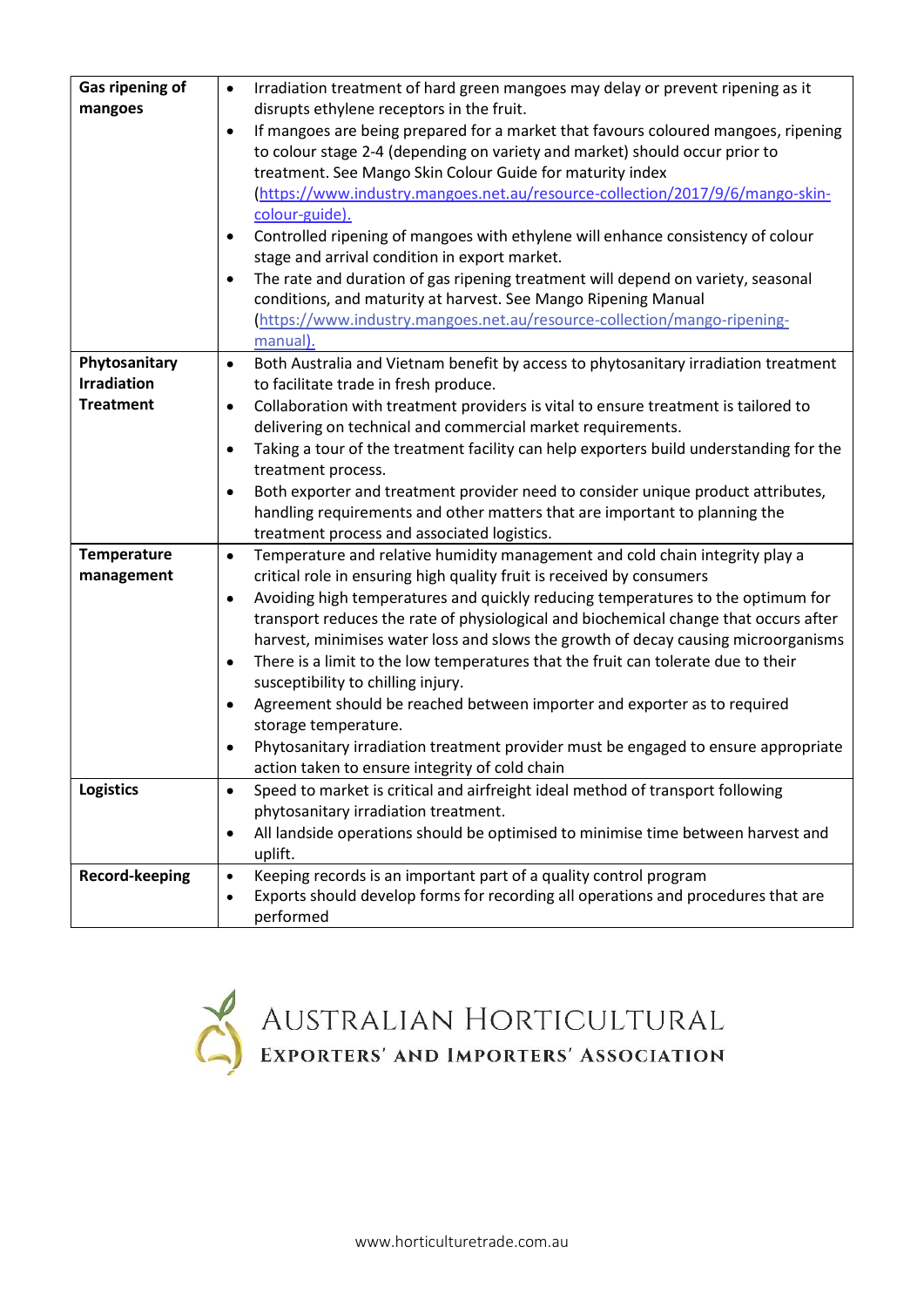| | |
|---|---|
| **Gas ripening of mangoes** | • Irradiation treatment of hard green mangoes may delay or prevent ripening as it disrupts ethylene receptors in the fruit.<br>• If mangoes are being prepared for a market that favours coloured mangoes, ripening to colour stage 2-4 (depending on variety and market) should occur prior to treatment. See Mango Skin Colour Guide for maturity index (https://www.industry.mangoes.net.au/resource-collection/2017/9/6/mango-skin-colour-guide).<br>• Controlled ripening of mangoes with ethylene will enhance consistency of colour stage and arrival condition in export market.<br>• The rate and duration of gas ripening treatment will depend on variety, seasonal conditions, and maturity at harvest. See Mango Ripening Manual (https://www.industry.mangoes.net.au/resource-collection/mango-ripening-manual). |
| **Phytosanitary Irradiation Treatment** | • Both Australia and Vietnam benefit by access to phytosanitary irradiation treatment to facilitate trade in fresh produce.<br>• Collaboration with treatment providers is vital to ensure treatment is tailored to delivering on technical and commercial market requirements.<br>• Taking a tour of the treatment facility can help exporters build understanding for the treatment process.<br>• Both exporter and treatment provider need to consider unique product attributes, handling requirements and other matters that are important to planning the treatment process and associated logistics. |
| **Temperature management** | • Temperature and relative humidity management and cold chain integrity play a critical role in ensuring high quality fruit is received by consumers<br>• Avoiding high temperatures and quickly reducing temperatures to the optimum for transport reduces the rate of physiological and biochemical change that occurs after harvest, minimises water loss and slows the growth of decay causing microorganisms<br>• There is a limit to the low temperatures that the fruit can tolerate due to their susceptibility to chilling injury.<br>• Agreement should be reached between importer and exporter as to required storage temperature.<br>• Phytosanitary irradiation treatment provider must be engaged to ensure appropriate action taken to ensure integrity of cold chain |
| **Logistics** | • Speed to market is critical and airfreight ideal method of transport following phytosanitary irradiation treatment.<br>• All landside operations should be optimised to minimise time between harvest and uplift. |
| **Record-keeping** | • Keeping records is an important part of a quality control program<br>• Exports should develop forms for recording all operations and procedures that are performed |

AUSTRALIAN HORTICULTURAL EXPORTERS' AND IMPORTERS' ASSOCIATION

www.horticulturetrade.com.au